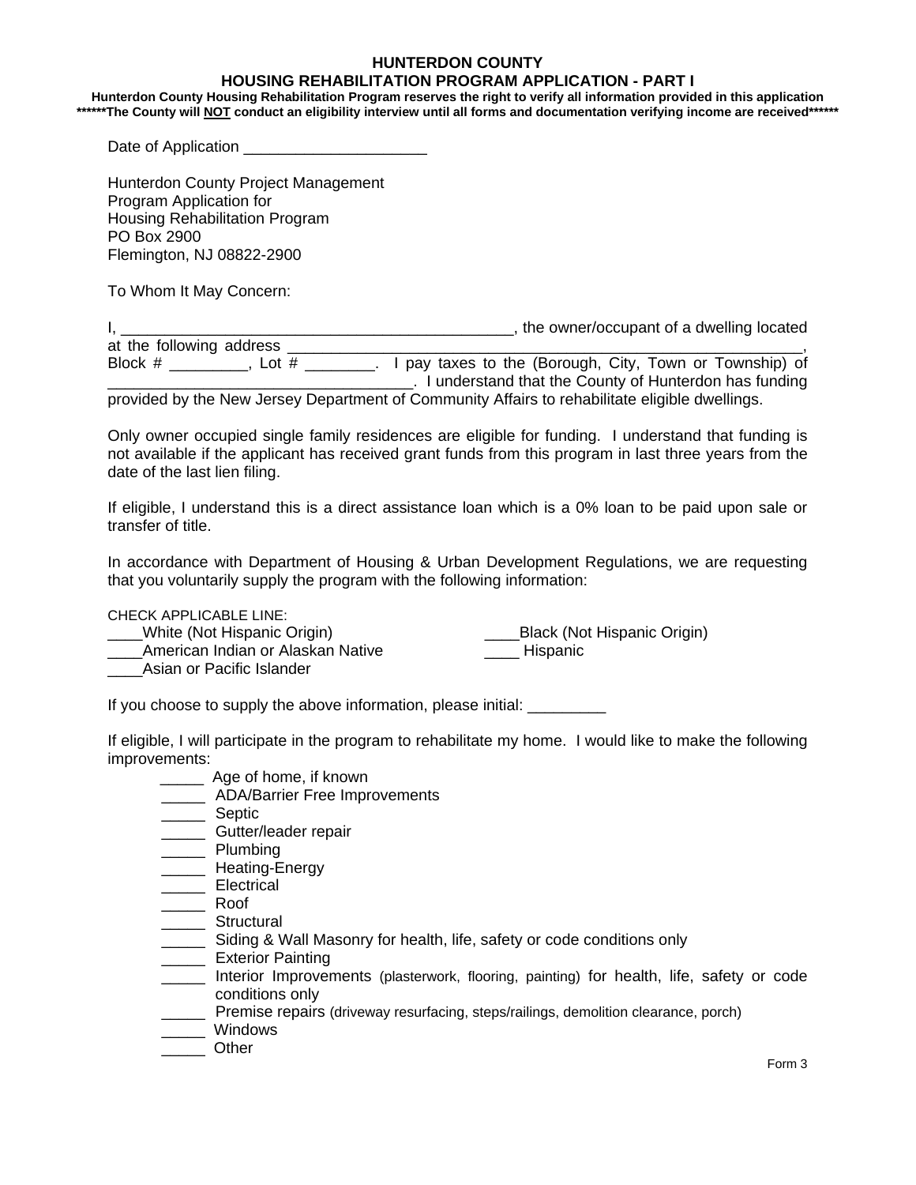# HUNTERDON COUNTY
## HOUSING REHABILITATION PROGRAM APPLICATION - PART I

**Hunterdon County Housing Rehabilitation Program reserves the right to verify all information provided in this application**
**\*\*\*\*\*\*The County will <u>NOT</u> conduct an eligibility interview until all forms and documentation verifying income are received\*\*\*\*\*\***

Date of Application _____________________

Hunterdon County Project Management
Program Application for
Housing Rehabilitation Program
PO Box 2900
Flemington, NJ 08822-2900

To Whom It May Concern:

I, _______________________________________________, the owner/occupant of a dwelling located at the following address ______________________________________________________________, Block # _________, Lot # ________. I pay taxes to the (Borough, City, Town or Township) of ___________________________________. I understand that the County of Hunterdon has funding provided by the New Jersey Department of Community Affairs to rehabilitate eligible dwellings.

Only owner occupied single family residences are eligible for funding. I understand that funding is not available if the applicant has received grant funds from this program in last three years from the date of the last lien filing.

If eligible, I understand this is a direct assistance loan which is a 0% loan to be paid upon sale or transfer of title.

In accordance with Department of Housing & Urban Development Regulations, we are requesting that you voluntarily supply the program with the following information:

CHECK APPLICABLE LINE:

____White (Not Hispanic Origin)
____American Indian or Alaskan Native
____Asian or Pacific Islander
____Black (Not Hispanic Origin)
____ Hispanic

If you choose to supply the above information, please initial: _________

If eligible, I will participate in the program to rehabilitate my home. I would like to make the following improvements:

- _____ Age of home, if known
- _____ ADA/Barrier Free Improvements
- _____ Septic
- _____ Gutter/leader repair
- _____ Plumbing
- _____ Heating-Energy
- _____ Electrical
- _____ Roof
- _____ Structural
- _____ Siding & Wall Masonry for health, life, safety or code conditions only
- _____ Exterior Painting
- _____ Interior Improvements (plasterwork, flooring, painting) for health, life, safety or code conditions only
- _____ Premise repairs (driveway resurfacing, steps/railings, demolition clearance, porch)
- _____ Windows
- _____ Other

Form 3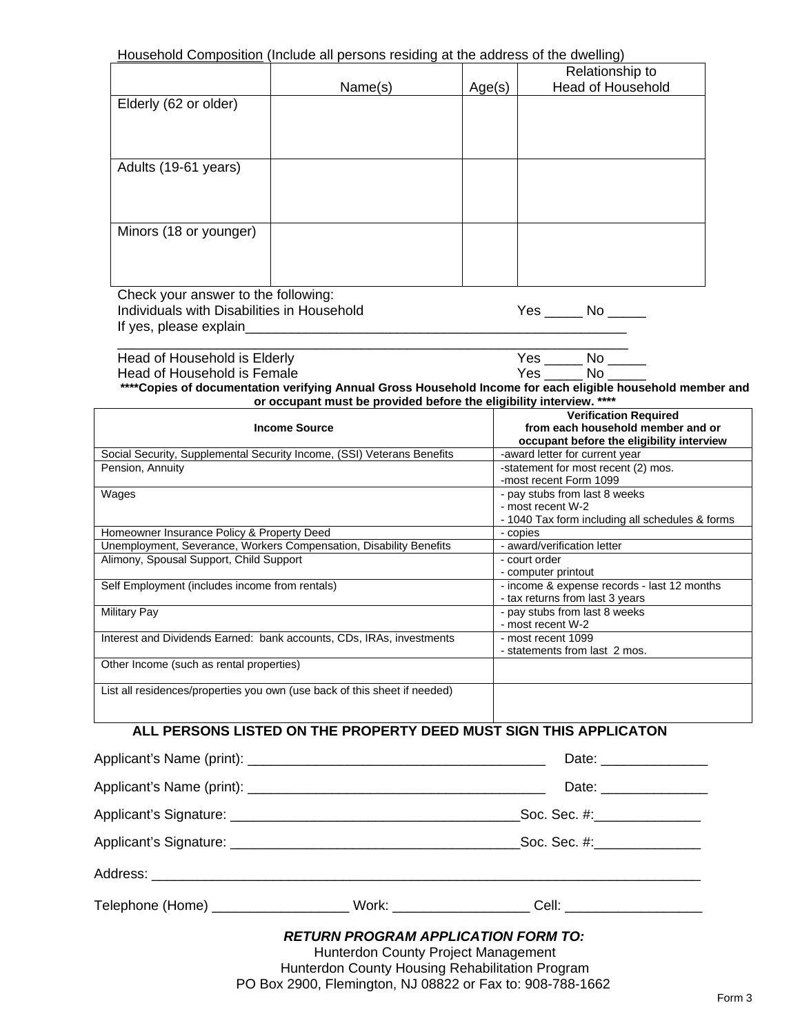<u>Household Composition</u> (Include all persons residing at the address of the dwelling)

| | Name(s) | Age(s) | Relationship to Head of Household |
|---|---|---|---|
| Elderly (62 or older) | | | |
| Adults (19-61 years) | | | |
| Minors (18 or younger) | | | |

Check your answer to the following:

Individuals with Disabilities in Household Yes _____ No _____

If yes, please explain_____________________________________________________

_______________________________________________________________

Head of Household is Elderly Yes _____ No _____

Head of Household is Female Yes _____ No _____

**\*\*\*\*Copies of documentation verifying Annual Gross Household Income for each eligible household member and or occupant must be provided before the eligibility interview. \*\*\*\***

| **Income Source** | **Verification Required from each household member and or occupant before the eligibility interview** |
|---|---|
| Social Security, Supplemental Security Income, (SSI) Veterans Benefits | -award letter for current year |
| Pension, Annuity | -statement for most recent (2) mos.<br>-most recent Form 1099 |
| Wages | - pay stubs from last 8 weeks<br>- most recent W-2<br>- 1040 Tax form including all schedules & forms |
| Homeowner Insurance Policy & Property Deed | - copies |
| Unemployment, Severance, Workers Compensation, Disability Benefits | - award/verification letter |
| Alimony, Spousal Support, Child Support | - court order<br>- computer printout |
| Self Employment (includes income from rentals) | - income & expense records - last 12 months<br>- tax returns from last 3 years |
| Military Pay | - pay stubs from last 8 weeks<br>- most recent W-2 |
| Interest and Dividends Earned: bank accounts, CDs, IRAs, investments | - most recent 1099<br>- statements from last 2 mos. |
| Other Income (such as rental properties) | |
| List all residences/properties you own (use back of this sheet if needed) | |

**ALL PERSONS LISTED ON THE PROPERTY DEED MUST SIGN THIS APPLICATON**

Applicant's Name (print): ________________________________________ Date: ______________

Applicant's Name (print): ________________________________________ Date: ______________

Applicant's Signature: ______________________________________Soc. Sec. #:______________

Applicant's Signature: ______________________________________Soc. Sec. #:______________

Address: ______________________________________________________________________

Telephone (Home) _________________ Work: _________________ Cell: _________________

***RETURN PROGRAM APPLICATION FORM TO:***

Hunterdon County Project Management

Hunterdon County Housing Rehabilitation Program

PO Box 2900, Flemington, NJ 08822 or Fax to: 908-788-1662

Form 3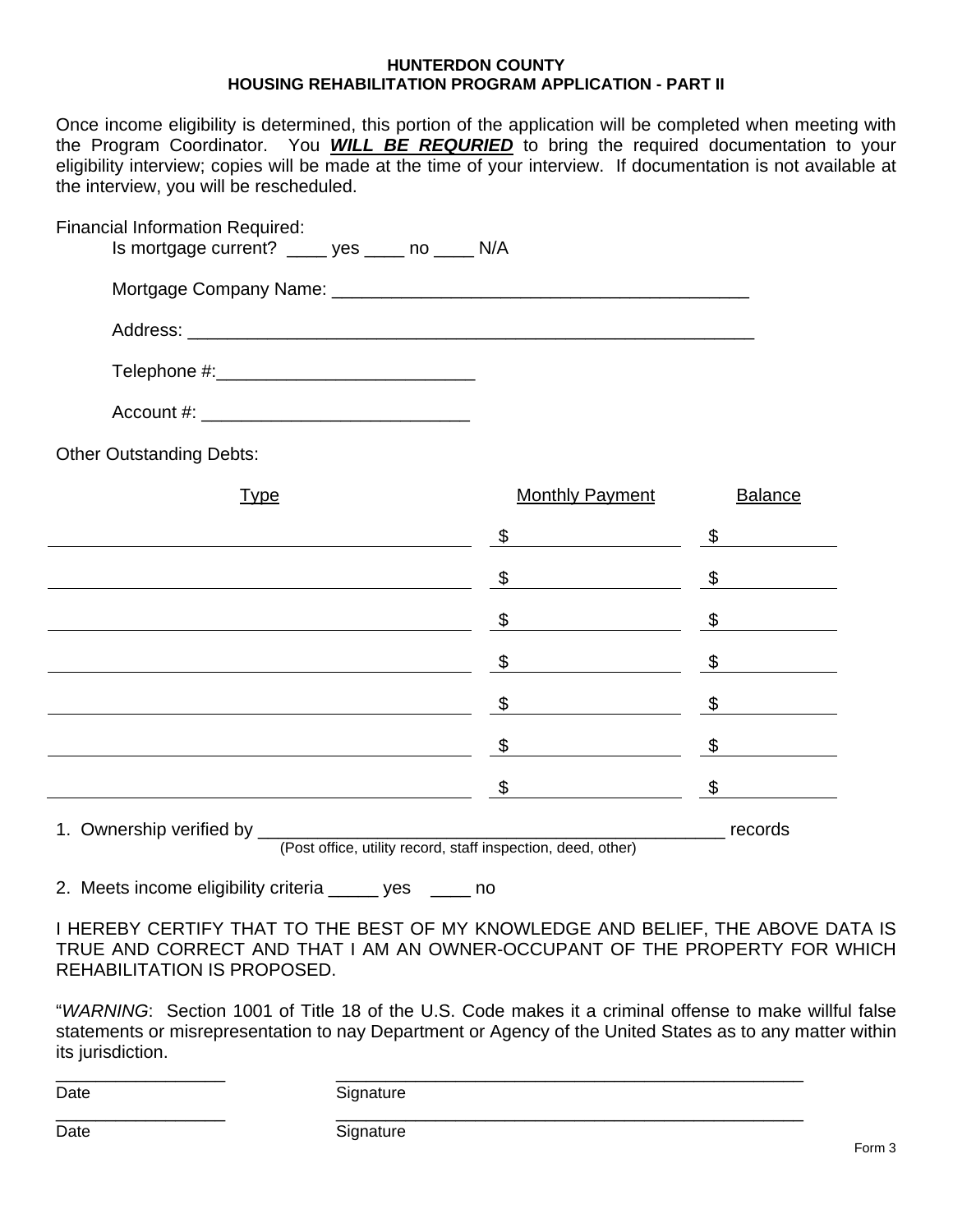**HUNTERDON COUNTY**
**HOUSING REHABILITATION PROGRAM APPLICATION - PART II**

Once income eligibility is determined, this portion of the application will be completed when meeting with the Program Coordinator. You ***WILL BE REQURIED*** to bring the required documentation to your eligibility interview; copies will be made at the time of your interview. If documentation is not available at the interview, you will be rescheduled.

Financial Information Required:

Is mortgage current? ____ yes ____ no ____ N/A

Mortgage Company Name: ___________________________________________

Address: ___________________________________________________________

Telephone #:__________________________

Account #: ___________________________

Other Outstanding Debts:

| Type | Monthly Payment | Balance |
|---|---|---|
| | $ | $ |
| | $ | $ |
| | $ | $ |
| | $ | $ |
| | $ | $ |
| | $ | $ |
| | $ | $ |

1. Ownership verified by ________________________________________________ records
(Post office, utility record, staff inspection, deed, other)

2. Meets income eligibility criteria _____ yes ____ no

I HEREBY CERTIFY THAT TO THE BEST OF MY KNOWLEDGE AND BELIEF, THE ABOVE DATA IS TRUE AND CORRECT AND THAT I AM AN OWNER-OCCUPANT OF THE PROPERTY FOR WHICH REHABILITATION IS PROPOSED.

"*WARNING*: Section 1001 of Title 18 of the U.S. Code makes it a criminal offense to make willful false statements or misrepresentation to nay Department or Agency of the United States as to any matter within its jurisdiction.

_________________ ________________________________________________
Date Signature

_________________ ________________________________________________
Date Signature

Form 3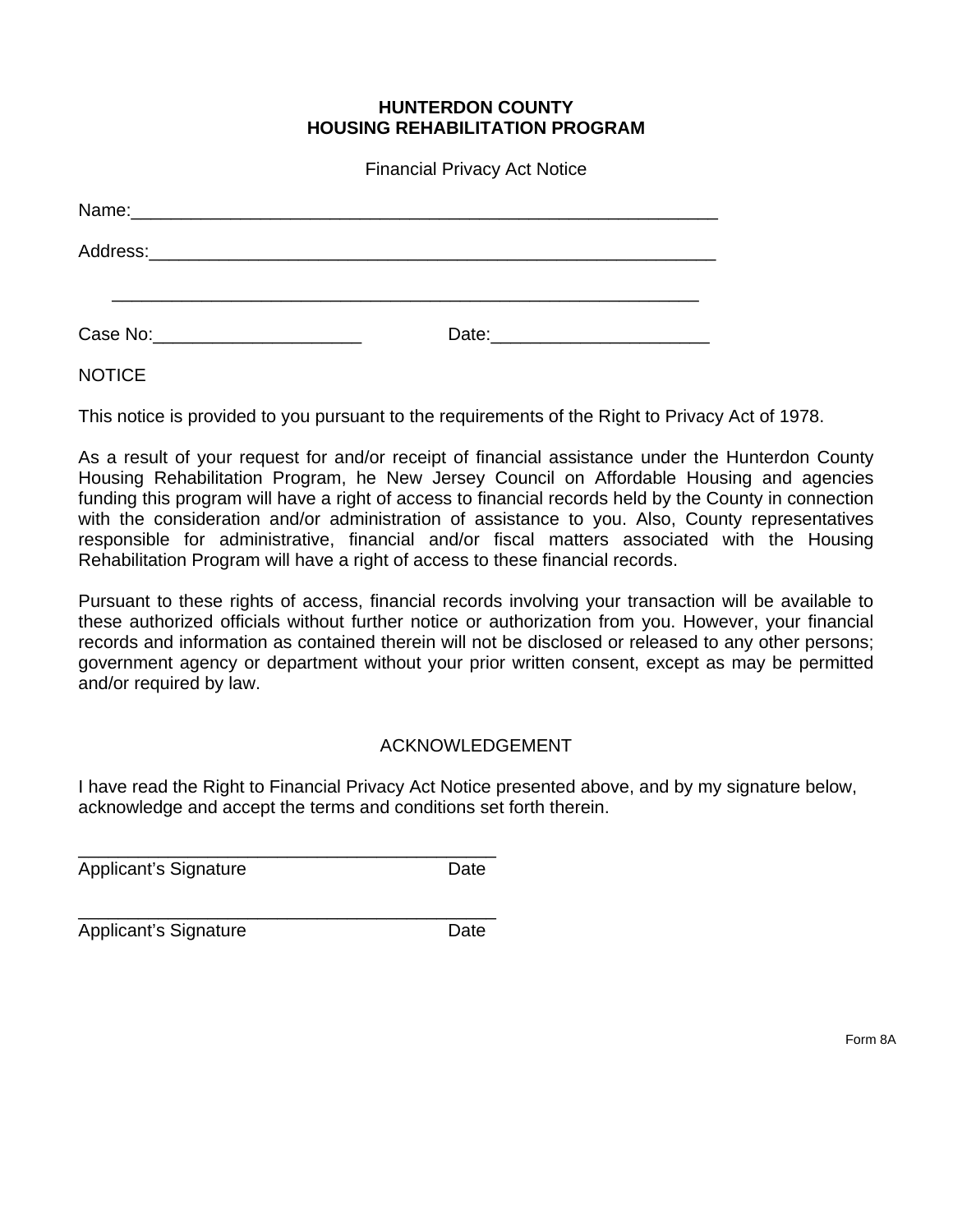**HUNTERDON COUNTY**
**HOUSING REHABILITATION PROGRAM**

Financial Privacy Act Notice

Name:___________________________________________________________

Address:_________________________________________________________

_______________________________________________________________

Case No:_____________________ Date:______________________

NOTICE

This notice is provided to you pursuant to the requirements of the Right to Privacy Act of 1978.

As a result of your request for and/or receipt of financial assistance under the Hunterdon County Housing Rehabilitation Program, he New Jersey Council on Affordable Housing and agencies funding this program will have a right of access to financial records held by the County in connection with the consideration and/or administration of assistance to you. Also, County representatives responsible for administrative, financial and/or fiscal matters associated with the Housing Rehabilitation Program will have a right of access to these financial records.

Pursuant to these rights of access, financial records involving your transaction will be available to these authorized officials without further notice or authorization from you. However, your financial records and information as contained therein will not be disclosed or released to any other persons; government agency or department without your prior written consent, except as may be permitted and/or required by law.

ACKNOWLEDGEMENT

I have read the Right to Financial Privacy Act Notice presented above, and by my signature below, acknowledge and accept the terms and conditions set forth therein.

___________________________________________
Applicant's Signature Date

___________________________________________
Applicant's Signature Date

Form 8A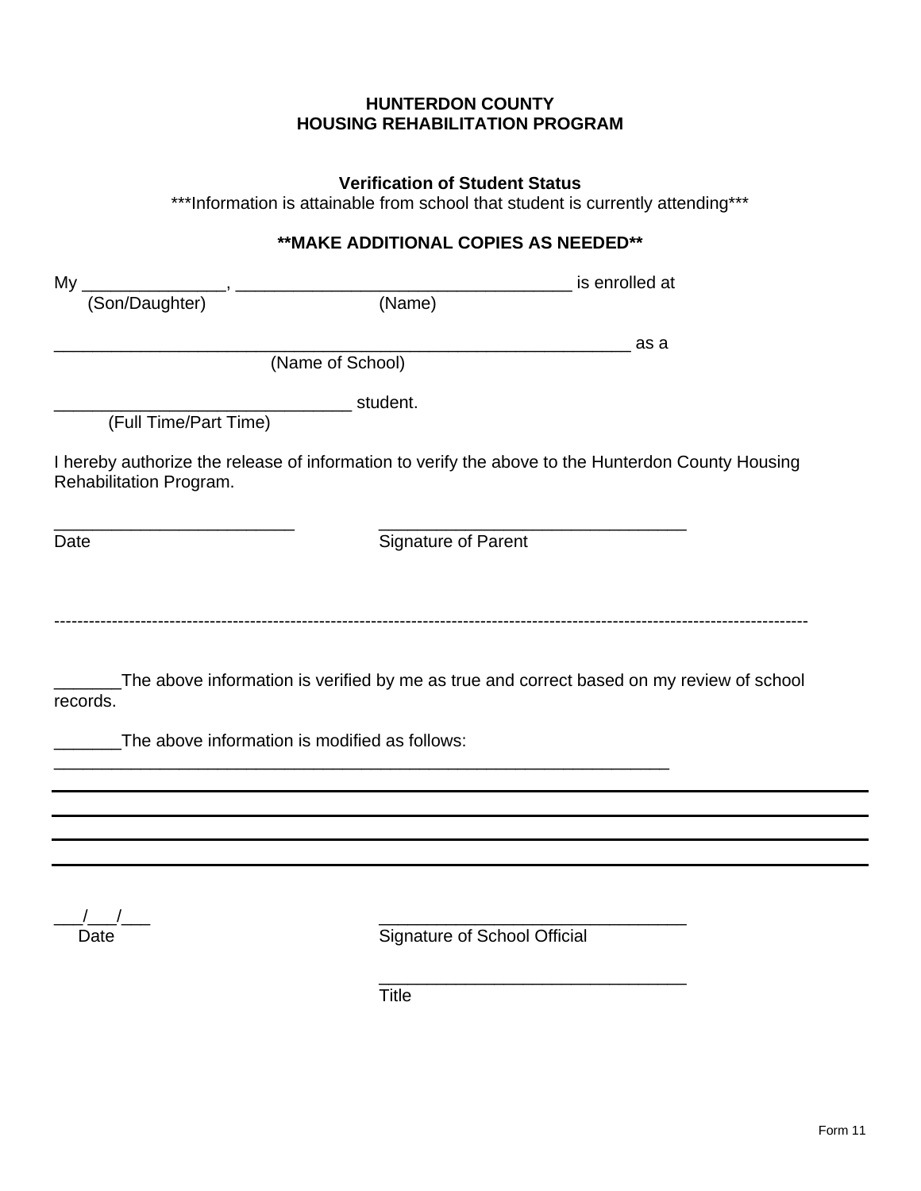**HUNTERDON COUNTY**
**HOUSING REHABILITATION PROGRAM**

**Verification of Student Status**

***Information is attainable from school that student is currently attending***

****MAKE ADDITIONAL COPIES AS NEEDED****

My _______________, ___________________________________ is enrolled at
(Son/Daughter) (Name)

_____________________________________________________________ as a
(Name of School)

________________________________ student.
(Full Time/Part Time)

I hereby authorize the release of information to verify the above to the Hunterdon County Housing Rehabilitation Program.

__________________________ __________________________________
Date Signature of Parent

---

_______The above information is verified by me as true and correct based on my review of school records.

_______The above information is modified as follows:
___________________________________________________________________

___________________________________________________________________

___________________________________________________________________

___________________________________________________________________

___________________________________________________________________

___/___/___ __________________________________
Date Signature of School Official

__________________________________
Title

Form 11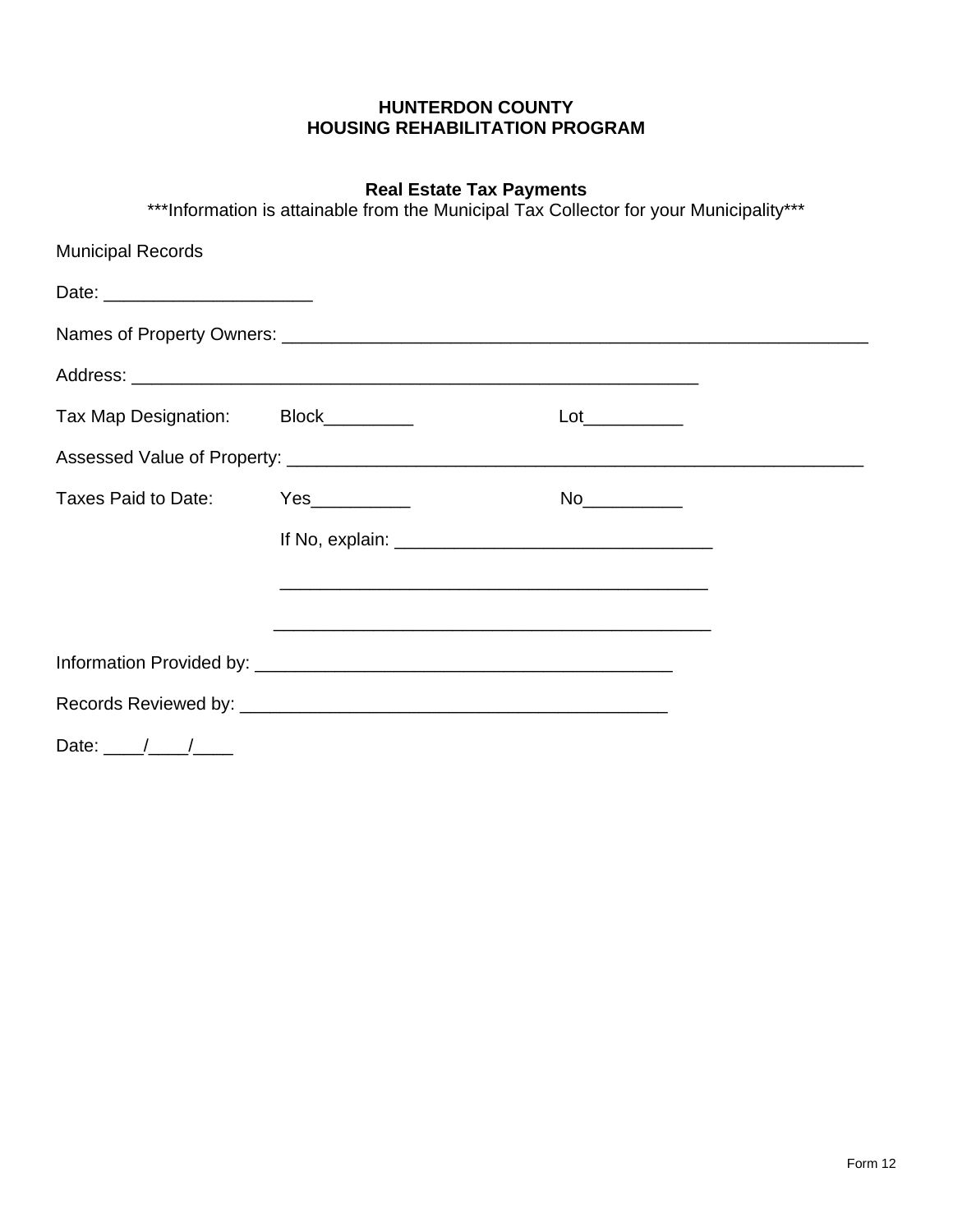**HUNTERDON COUNTY**
**HOUSING REHABILITATION PROGRAM**

**Real Estate Tax Payments**
***Information is attainable from the Municipal Tax Collector for your Municipality***

Municipal Records

Date: _____________________

Names of Property Owners: ____________________________________________________________

Address: ____________________________________________________________

Tax Map Designation: Block_________ Lot__________

Assessed Value of Property: ____________________________________________________________

Taxes Paid to Date: Yes__________ No__________

If No, explain: _______________________________

_____________________________________________

_____________________________________________

Information Provided by: ___________________________________________

Records Reviewed by: ___________________________________________

Date: ____/____/____

Form 12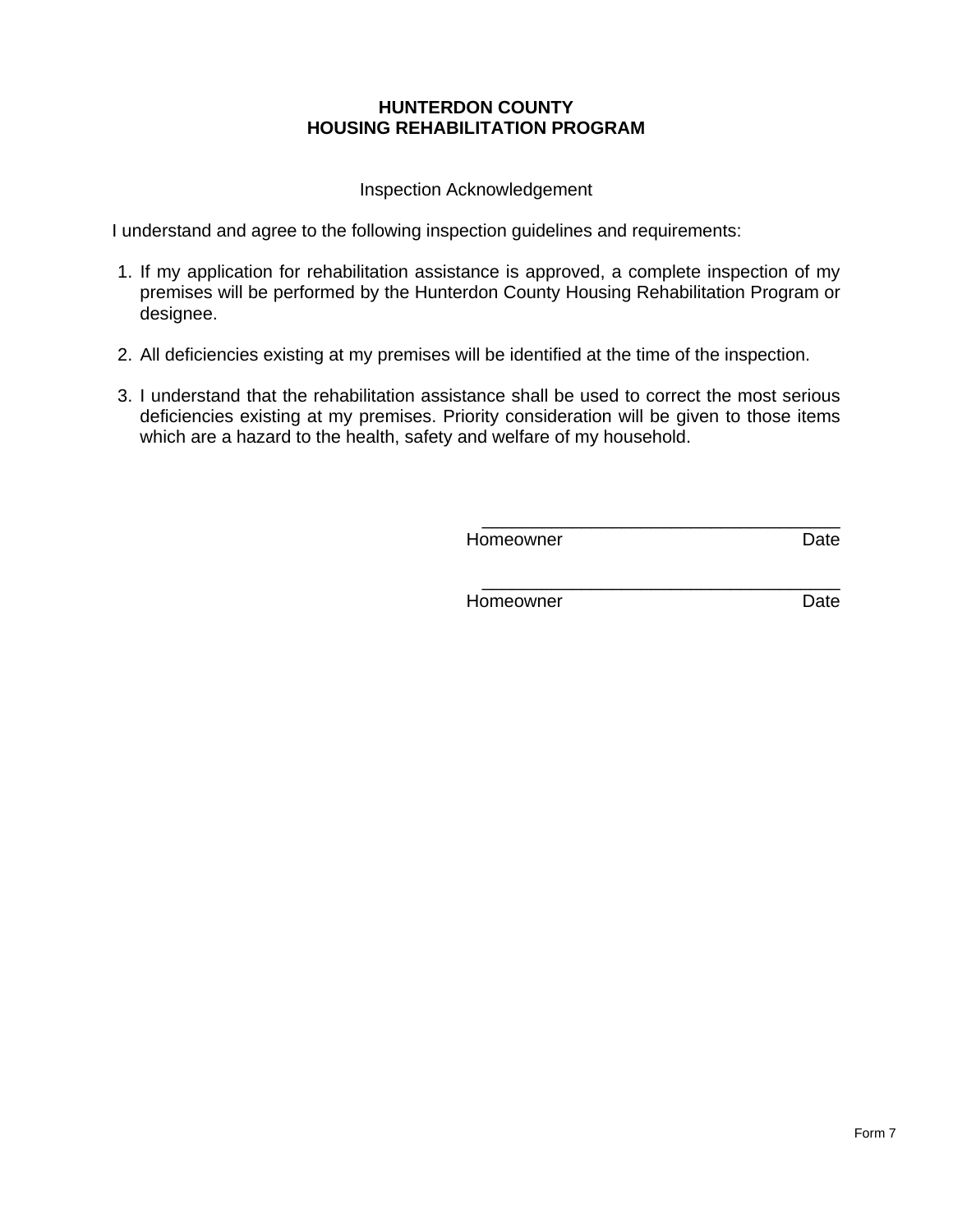**HUNTERDON COUNTY**
**HOUSING REHABILITATION PROGRAM**

Inspection Acknowledgement

I understand and agree to the following inspection guidelines and requirements:

1. If my application for rehabilitation assistance is approved, a complete inspection of my premises will be performed by the Hunterdon County Housing Rehabilitation Program or designee.

2. All deficiencies existing at my premises will be identified at the time of the inspection.

3. I understand that the rehabilitation assistance shall be used to correct the most serious deficiencies existing at my premises. Priority consideration will be given to those items which are a hazard to the health, safety and welfare of my household.

\_\_\_\_\_\_\_\_\_\_\_\_\_\_\_\_\_\_\_\_\_\_\_\_\_\_\_\_\_\_\_\_\_\_\_\_\_\_
Homeowner Date

\_\_\_\_\_\_\_\_\_\_\_\_\_\_\_\_\_\_\_\_\_\_\_\_\_\_\_\_\_\_\_\_\_\_\_\_\_\_
Homeowner Date

Form 7